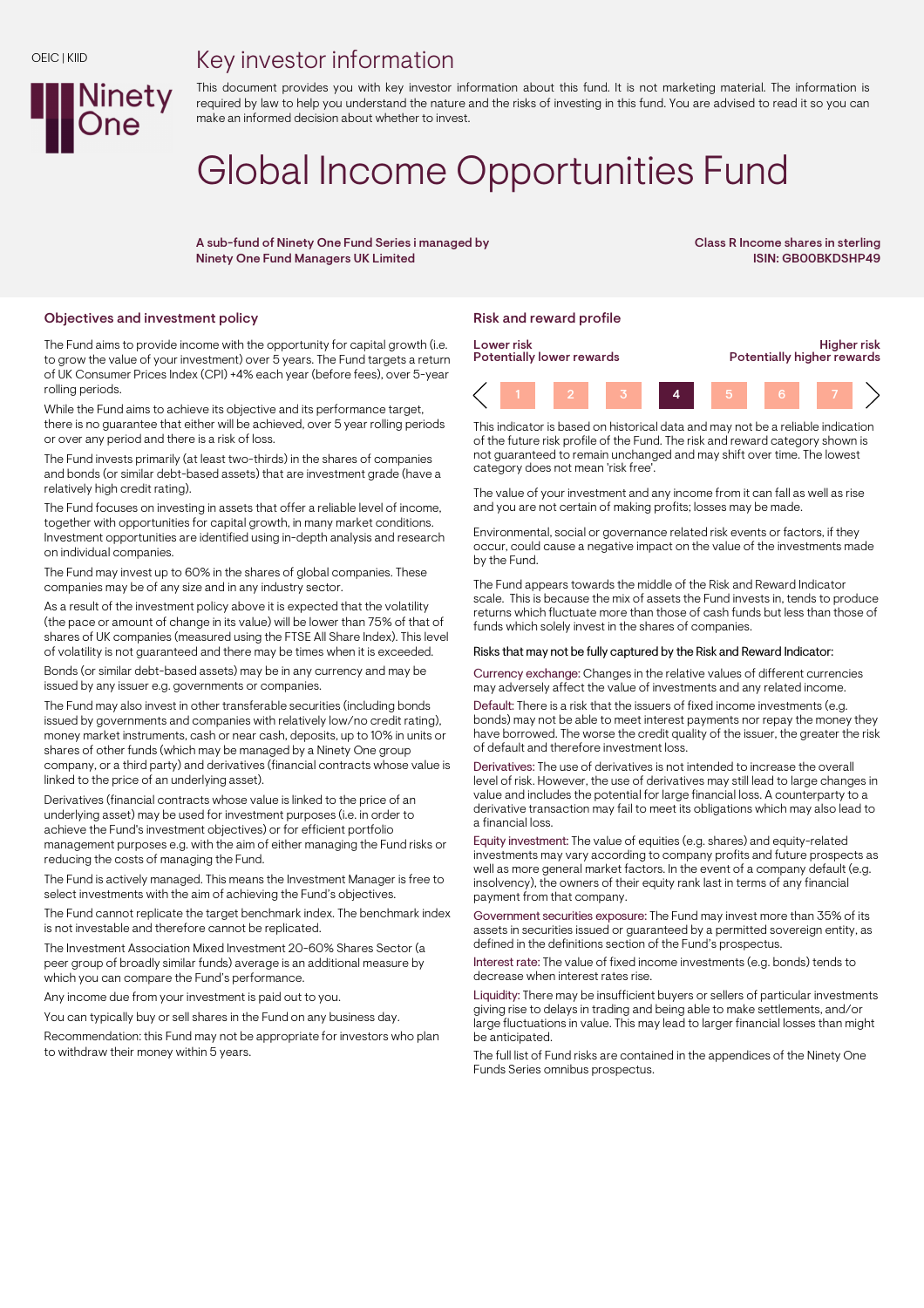OEIC | KIID

Ninety One

# Key investor information

This document provides you with key investor information about this fund. It is not marketing material. The information is required by law to help you understand the nature and the risks of investing in this fund. You are advised to read it so you can make an informed decision about whether to invest.

# Global Income Opportunities Fund

**A sub-fund of Ninety One Fund Series i managed by Ninety One Fund Managers UK Limited**

**Class R Income shares in sterling**
**ISIN: GB00BKDSHP49**

## Objectives and investment policy

The Fund aims to provide income with the opportunity for capital growth (i.e. to grow the value of your investment) over 5 years. The Fund targets a return of UK Consumer Prices Index (CPI) +4% each year (before fees), over 5-year rolling periods.

While the Fund aims to achieve its objective and its performance target, there is no guarantee that either will be achieved, over 5 year rolling periods or over any period and there is a risk of loss.

The Fund invests primarily (at least two-thirds) in the shares of companies and bonds (or similar debt-based assets) that are investment grade (have a relatively high credit rating).

The Fund focuses on investing in assets that offer a reliable level of income, together with opportunities for capital growth, in many market conditions. Investment opportunities are identified using in-depth analysis and research on individual companies.

The Fund may invest up to 60% in the shares of global companies. These companies may be of any size and in any industry sector.

As a result of the investment policy above it is expected that the volatility (the pace or amount of change in its value) will be lower than 75% of that of shares of UK companies (measured using the FTSE All Share Index). This level of volatility is not guaranteed and there may be times when it is exceeded.

Bonds (or similar debt-based assets) may be in any currency and may be issued by any issuer e.g. governments or companies.

The Fund may also invest in other transferable securities (including bonds issued by governments and companies with relatively low/no credit rating), money market instruments, cash or near cash, deposits, up to 10% in units or shares of other funds (which may be managed by a Ninety One group company, or a third party) and derivatives (financial contracts whose value is linked to the price of an underlying asset).

Derivatives (financial contracts whose value is linked to the price of an underlying asset) may be used for investment purposes (i.e. in order to achieve the Fund's investment objectives) or for efficient portfolio management purposes e.g. with the aim of either managing the Fund risks or reducing the costs of managing the Fund.

The Fund is actively managed. This means the Investment Manager is free to select investments with the aim of achieving the Fund's objectives.

The Fund cannot replicate the target benchmark index. The benchmark index is not investable and therefore cannot be replicated.

The Investment Association Mixed Investment 20-60% Shares Sector (a peer group of broadly similar funds) average is an additional measure by which you can compare the Fund's performance.

Any income due from your investment is paid out to you.

You can typically buy or sell shares in the Fund on any business day.

Recommendation: this Fund may not be appropriate for investors who plan to withdraw their money within 5 years.

## Risk and reward profile

**Lower risk**
**Potentially lower rewards**

**Higher risk**
**Potentially higher rewards**

| 1 | 2 | 3 | **4** | 5 | 6 | 7 |
|---|---|---|---|---|---|---|

This indicator is based on historical data and may not be a reliable indication of the future risk profile of the Fund. The risk and reward category shown is not guaranteed to remain unchanged and may shift over time. The lowest category does not mean 'risk free'.

The value of your investment and any income from it can fall as well as rise and you are not certain of making profits; losses may be made.

Environmental, social or governance related risk events or factors, if they occur, could cause a negative impact on the value of the investments made by the Fund.

The Fund appears towards the middle of the Risk and Reward Indicator scale. This is because the mix of assets the Fund invests in, tends to produce returns which fluctuate more than those of cash funds but less than those of funds which solely invest in the shares of companies.

Risks that may not be fully captured by the Risk and Reward Indicator:

Currency exchange: Changes in the relative values of different currencies may adversely affect the value of investments and any related income.

Default: There is a risk that the issuers of fixed income investments (e.g. bonds) may not be able to meet interest payments nor repay the money they have borrowed. The worse the credit quality of the issuer, the greater the risk of default and therefore investment loss.

Derivatives: The use of derivatives is not intended to increase the overall level of risk. However, the use of derivatives may still lead to large changes in value and includes the potential for large financial loss. A counterparty to a derivative transaction may fail to meet its obligations which may also lead to a financial loss.

Equity investment: The value of equities (e.g. shares) and equity-related investments may vary according to company profits and future prospects as well as more general market factors. In the event of a company default (e.g. insolvency), the owners of their equity rank last in terms of any financial payment from that company.

Government securities exposure: The Fund may invest more than 35% of its assets in securities issued or guaranteed by a permitted sovereign entity, as defined in the definitions section of the Fund's prospectus.

Interest rate: The value of fixed income investments (e.g. bonds) tends to decrease when interest rates rise.

Liquidity: There may be insufficient buyers or sellers of particular investments giving rise to delays in trading and being able to make settlements, and/or large fluctuations in value. This may lead to larger financial losses than might be anticipated.

The full list of Fund risks are contained in the appendices of the Ninety One Funds Series omnibus prospectus.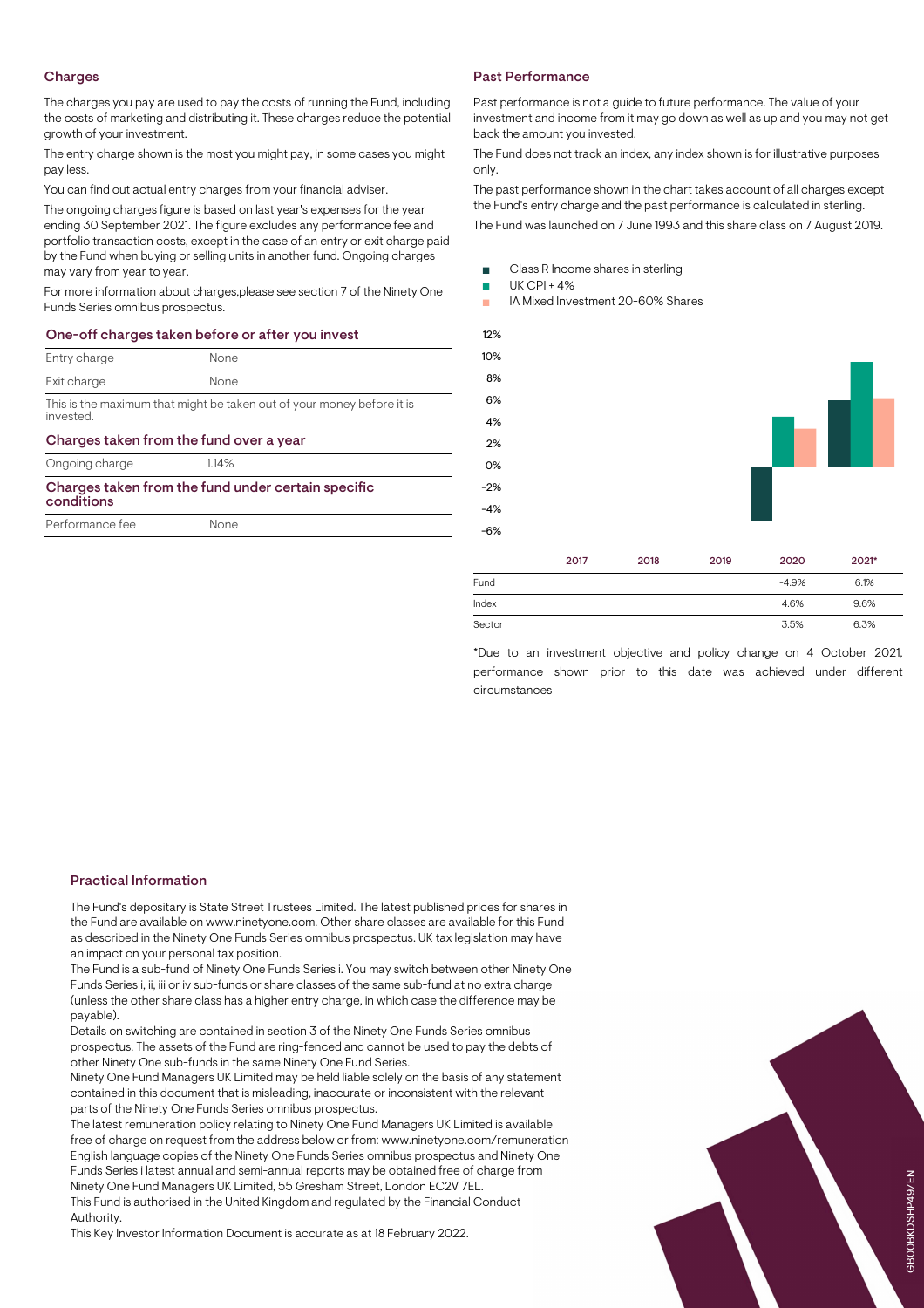## Charges

The charges you pay are used to pay the costs of running the Fund, including the costs of marketing and distributing it. These charges reduce the potential growth of your investment.

The entry charge shown is the most you might pay, in some cases you might pay less.

You can find out actual entry charges from your financial adviser.

The ongoing charges figure is based on last year's expenses for the year ending 30 September 2021. The figure excludes any performance fee and portfolio transaction costs, except in the case of an entry or exit charge paid by the Fund when buying or selling units in another fund. Ongoing charges may vary from year to year.

For more information about charges,please see section 7 of the Ninety One Funds Series omnibus prospectus.

### One-off charges taken before or after you invest

| | |
|---|---|
| Entry charge | None |
| Exit charge | None |

This is the maximum that might be taken out of your money before it is invested.

### Charges taken from the fund over a year

| | |
|---|---|
| Ongoing charge | 1.14% |

### Charges taken from the fund under certain specific conditions

| | |
|---|---|
| Performance fee | None |

## Past Performance

Past performance is not a guide to future performance. The value of your investment and income from it may go down as well as up and you may not get back the amount you invested.

The Fund does not track an index, any index shown is for illustrative purposes only.

The past performance shown in the chart takes account of all charges except the Fund's entry charge and the past performance is calculated in sterling.

The Fund was launched on 7 June 1993 and this share class on 7 August 2019.

Class R Income shares in sterling
UK CPI + 4%
IA Mixed Investment 20-60% Shares

12%
10%
8%
6%
4%
2%
0%
-2%
-4%
-6%

| | 2017 | 2018 | 2019 | 2020 | 2021* |
|---|---|---|---|---|---|
| Fund | | | | -4.9% | 6.1% |
| Index | | | | 4.6% | 9.6% |
| Sector | | | | 3.5% | 6.3% |

*Due to an investment objective and policy change on 4 October 2021, performance shown prior to this date was achieved under different circumstances

## Practical Information

The Fund's depositary is State Street Trustees Limited. The latest published prices for shares in the Fund are available on www.ninetyone.com. Other share classes are available for this Fund as described in the Ninety One Funds Series omnibus prospectus. UK tax legislation may have an impact on your personal tax position.

The Fund is a sub-fund of Ninety One Funds Series i. You may switch between other Ninety One Funds Series i, ii, iii or iv sub-funds or share classes of the same sub-fund at no extra charge (unless the other share class has a higher entry charge, in which case the difference may be payable).

Details on switching are contained in section 3 of the Ninety One Funds Series omnibus prospectus. The assets of the Fund are ring-fenced and cannot be used to pay the debts of other Ninety One sub-funds in the same Ninety One Fund Series.

Ninety One Fund Managers UK Limited may be held liable solely on the basis of any statement contained in this document that is misleading, inaccurate or inconsistent with the relevant parts of the Ninety One Funds Series omnibus prospectus.

The latest remuneration policy relating to Ninety One Fund Managers UK Limited is available free of charge on request from the address below or from: www.ninetyone.com/remuneration

English language copies of the Ninety One Funds Series omnibus prospectus and Ninety One Funds Series i latest annual and semi-annual reports may be obtained free of charge from Ninety One Fund Managers UK Limited, 55 Gresham Street, London EC2V 7EL.

This Fund is authorised in the United Kingdom and regulated by the Financial Conduct Authority.

This Key Investor Information Document is accurate as at 18 February 2022.